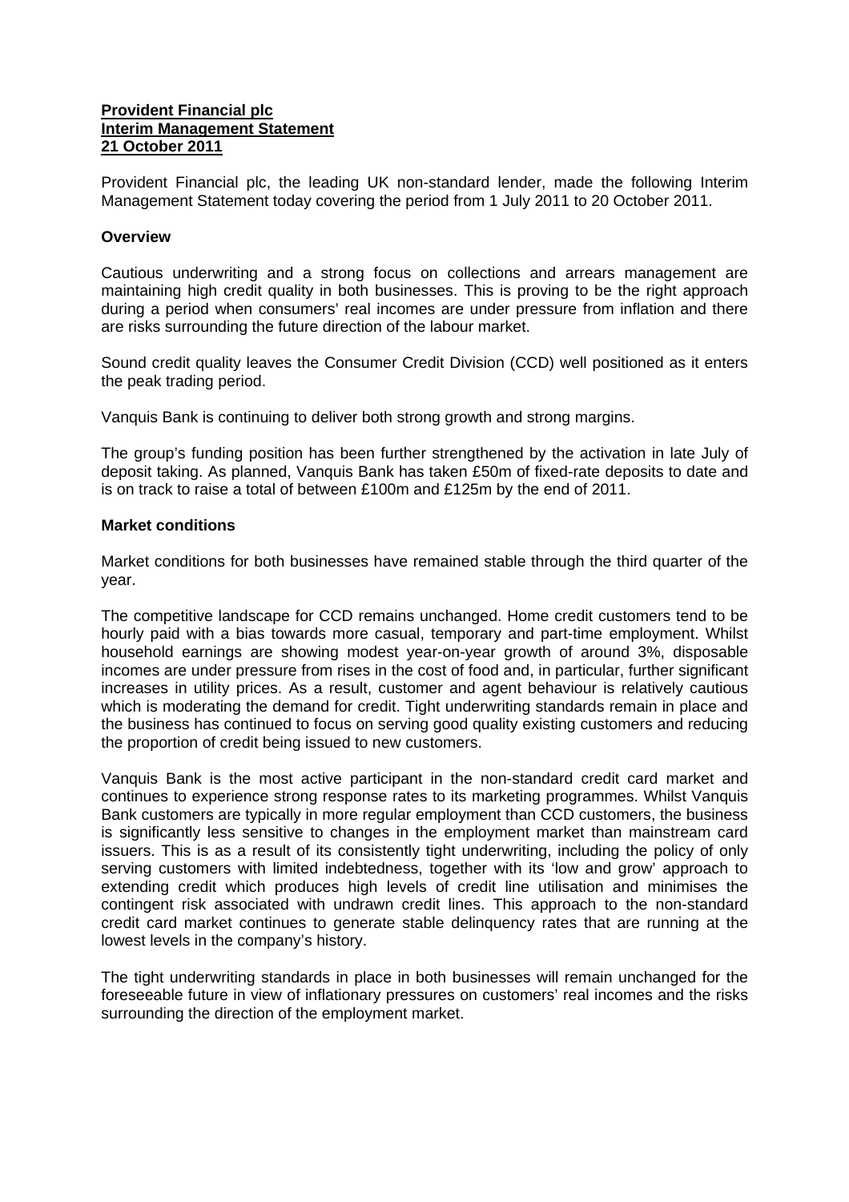**Provident Financial plc**
**Interim Management Statement**
**21 October 2011**

Provident Financial plc, the leading UK non-standard lender, made the following Interim Management Statement today covering the period from 1 July 2011 to 20 October 2011.

**Overview**

Cautious underwriting and a strong focus on collections and arrears management are maintaining high credit quality in both businesses. This is proving to be the right approach during a period when consumers' real incomes are under pressure from inflation and there are risks surrounding the future direction of the labour market.

Sound credit quality leaves the Consumer Credit Division (CCD) well positioned as it enters the peak trading period.

Vanquis Bank is continuing to deliver both strong growth and strong margins.

The group's funding position has been further strengthened by the activation in late July of deposit taking. As planned, Vanquis Bank has taken £50m of fixed-rate deposits to date and is on track to raise a total of between £100m and £125m by the end of 2011.

**Market conditions**

Market conditions for both businesses have remained stable through the third quarter of the year.

The competitive landscape for CCD remains unchanged. Home credit customers tend to be hourly paid with a bias towards more casual, temporary and part-time employment. Whilst household earnings are showing modest year-on-year growth of around 3%, disposable incomes are under pressure from rises in the cost of food and, in particular, further significant increases in utility prices. As a result, customer and agent behaviour is relatively cautious which is moderating the demand for credit. Tight underwriting standards remain in place and the business has continued to focus on serving good quality existing customers and reducing the proportion of credit being issued to new customers.

Vanquis Bank is the most active participant in the non-standard credit card market and continues to experience strong response rates to its marketing programmes. Whilst Vanquis Bank customers are typically in more regular employment than CCD customers, the business is significantly less sensitive to changes in the employment market than mainstream card issuers. This is as a result of its consistently tight underwriting, including the policy of only serving customers with limited indebtedness, together with its 'low and grow' approach to extending credit which produces high levels of credit line utilisation and minimises the contingent risk associated with undrawn credit lines. This approach to the non-standard credit card market continues to generate stable delinquency rates that are running at the lowest levels in the company's history.

The tight underwriting standards in place in both businesses will remain unchanged for the foreseeable future in view of inflationary pressures on customers' real incomes and the risks surrounding the direction of the employment market.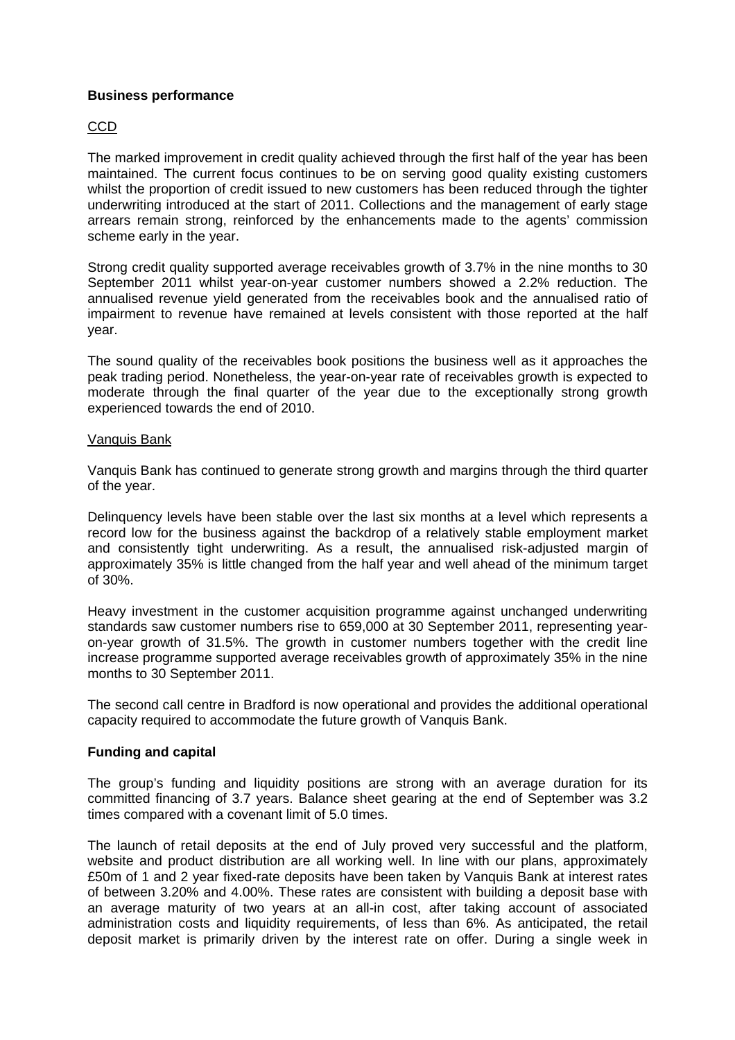**Business performance**

CCD

The marked improvement in credit quality achieved through the first half of the year has been maintained. The current focus continues to be on serving good quality existing customers whilst the proportion of credit issued to new customers has been reduced through the tighter underwriting introduced at the start of 2011. Collections and the management of early stage arrears remain strong, reinforced by the enhancements made to the agents' commission scheme early in the year.

Strong credit quality supported average receivables growth of 3.7% in the nine months to 30 September 2011 whilst year-on-year customer numbers showed a 2.2% reduction. The annualised revenue yield generated from the receivables book and the annualised ratio of impairment to revenue have remained at levels consistent with those reported at the half year.

The sound quality of the receivables book positions the business well as it approaches the peak trading period. Nonetheless, the year-on-year rate of receivables growth is expected to moderate through the final quarter of the year due to the exceptionally strong growth experienced towards the end of 2010.

Vanquis Bank

Vanquis Bank has continued to generate strong growth and margins through the third quarter of the year.

Delinquency levels have been stable over the last six months at a level which represents a record low for the business against the backdrop of a relatively stable employment market and consistently tight underwriting. As a result, the annualised risk-adjusted margin of approximately 35% is little changed from the half year and well ahead of the minimum target of 30%.

Heavy investment in the customer acquisition programme against unchanged underwriting standards saw customer numbers rise to 659,000 at 30 September 2011, representing year-on-year growth of 31.5%. The growth in customer numbers together with the credit line increase programme supported average receivables growth of approximately 35% in the nine months to 30 September 2011.

The second call centre in Bradford is now operational and provides the additional operational capacity required to accommodate the future growth of Vanquis Bank.

**Funding and capital**

The group's funding and liquidity positions are strong with an average duration for its committed financing of 3.7 years. Balance sheet gearing at the end of September was 3.2 times compared with a covenant limit of 5.0 times.

The launch of retail deposits at the end of July proved very successful and the platform, website and product distribution are all working well. In line with our plans, approximately £50m of 1 and 2 year fixed-rate deposits have been taken by Vanquis Bank at interest rates of between 3.20% and 4.00%. These rates are consistent with building a deposit base with an average maturity of two years at an all-in cost, after taking account of associated administration costs and liquidity requirements, of less than 6%. As anticipated, the retail deposit market is primarily driven by the interest rate on offer. During a single week in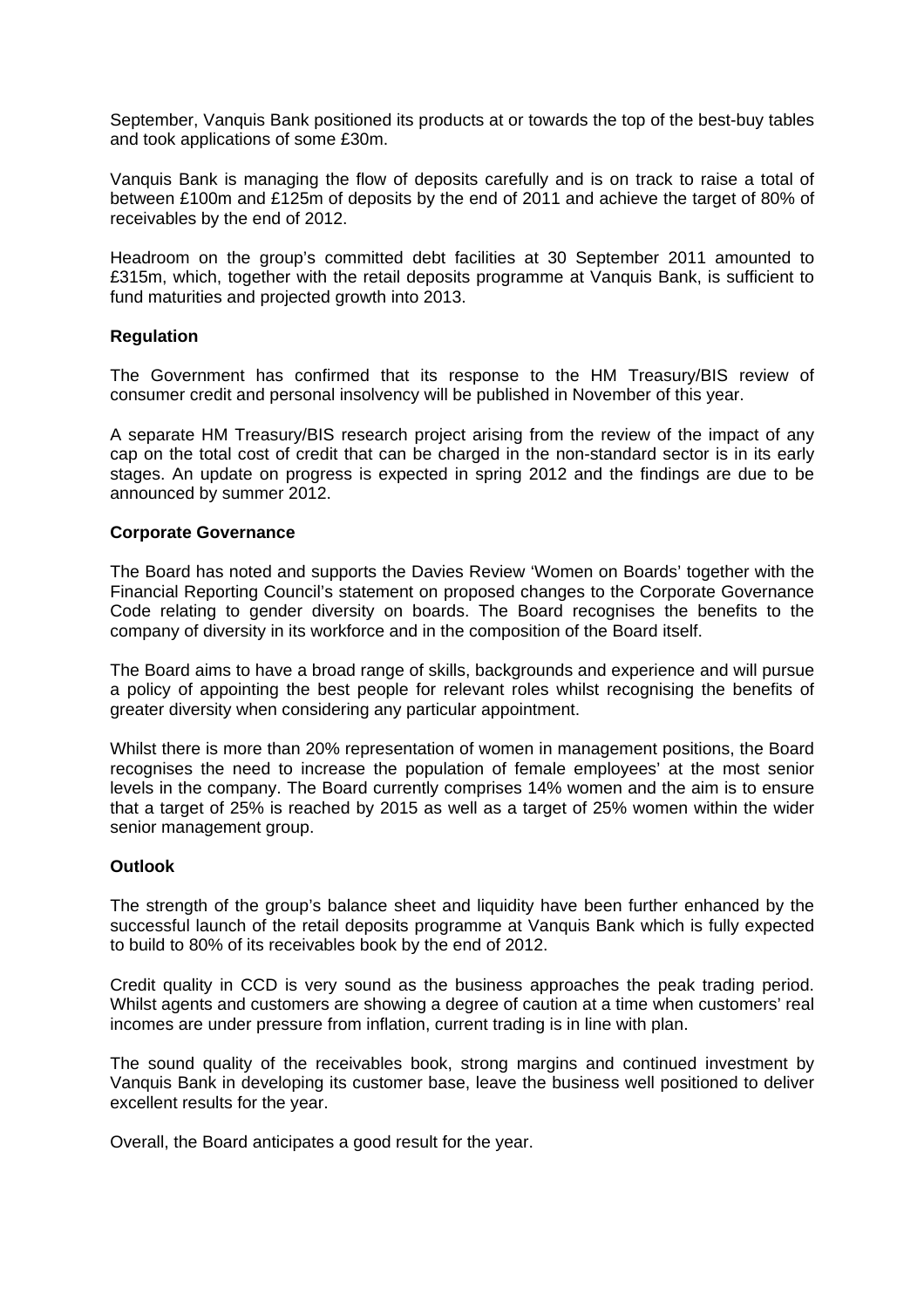September, Vanquis Bank positioned its products at or towards the top of the best-buy tables and took applications of some £30m.

Vanquis Bank is managing the flow of deposits carefully and is on track to raise a total of between £100m and £125m of deposits by the end of 2011 and achieve the target of 80% of receivables by the end of 2012.

Headroom on the group's committed debt facilities at 30 September 2011 amounted to £315m, which, together with the retail deposits programme at Vanquis Bank, is sufficient to fund maturities and projected growth into 2013.

**Regulation**

The Government has confirmed that its response to the HM Treasury/BIS review of consumer credit and personal insolvency will be published in November of this year.

A separate HM Treasury/BIS research project arising from the review of the impact of any cap on the total cost of credit that can be charged in the non-standard sector is in its early stages. An update on progress is expected in spring 2012 and the findings are due to be announced by summer 2012.

**Corporate Governance**

The Board has noted and supports the Davies Review 'Women on Boards' together with the Financial Reporting Council's statement on proposed changes to the Corporate Governance Code relating to gender diversity on boards. The Board recognises the benefits to the company of diversity in its workforce and in the composition of the Board itself.

The Board aims to have a broad range of skills, backgrounds and experience and will pursue a policy of appointing the best people for relevant roles whilst recognising the benefits of greater diversity when considering any particular appointment.

Whilst there is more than 20% representation of women in management positions, the Board recognises the need to increase the population of female employees' at the most senior levels in the company. The Board currently comprises 14% women and the aim is to ensure that a target of 25% is reached by 2015 as well as a target of 25% women within the wider senior management group.

**Outlook**

The strength of the group's balance sheet and liquidity have been further enhanced by the successful launch of the retail deposits programme at Vanquis Bank which is fully expected to build to 80% of its receivables book by the end of 2012.

Credit quality in CCD is very sound as the business approaches the peak trading period. Whilst agents and customers are showing a degree of caution at a time when customers' real incomes are under pressure from inflation, current trading is in line with plan.

The sound quality of the receivables book, strong margins and continued investment by Vanquis Bank in developing its customer base, leave the business well positioned to deliver excellent results for the year.

Overall, the Board anticipates a good result for the year.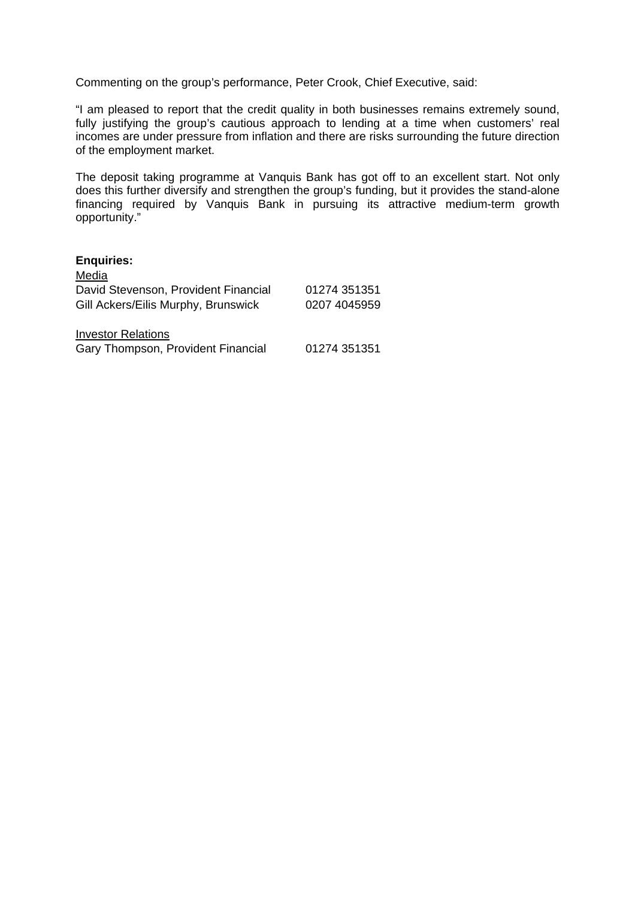Commenting on the group's performance, Peter Crook, Chief Executive, said:

"I am pleased to report that the credit quality in both businesses remains extremely sound, fully justifying the group's cautious approach to lending at a time when customers' real incomes are under pressure from inflation and there are risks surrounding the future direction of the employment market.

The deposit taking programme at Vanquis Bank has got off to an excellent start. Not only does this further diversify and strengthen the group's funding, but it provides the stand-alone financing required by Vanquis Bank in pursuing its attractive medium-term growth opportunity."

**Enquiries:**

<u>Media</u>

| | |
|---|---|
| David Stevenson, Provident Financial | 01274 351351 |
| Gill Ackers/Eilis Murphy, Brunswick | 0207 4045959 |

<u>Investor Relations</u>

| | |
|---|---|
| Gary Thompson, Provident Financial | 01274 351351 |